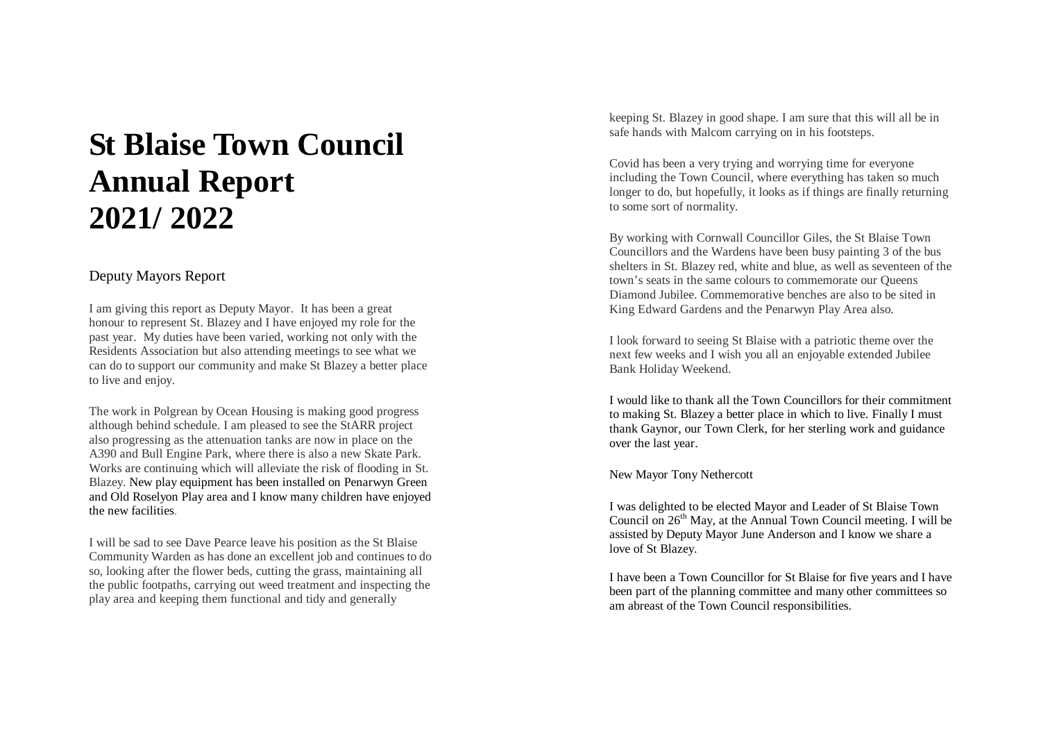# St Blaise Town Council Annual Report 2021/ 2022

## Deputy Mayors Report

I am giving this report as Deputy Mayor. It has been a great honour to represent St. Blazey and I have enjoyed my role for the past year. My duties have been varied, working not only with the Residents Association but also attending meetings to see what we can do to support our community and make St Blazey a better place to live and enjoy.

The work in Polgrean by Ocean Housing is making good progress although behind schedule. I am pleased to see the StARR project also progressing as the attenuation tanks are now in place on the A390 and Bull Engine Park, where there is also a new Skate Park. Works are continuing which will alleviate the risk of flooding in St. Blazey. New play equipment has been installed on Penarwyn Green and Old Roselyon Play area and I know many children have enjoyed the new facilities.

I will be sad to see Dave Pearce leave his position as the St Blaise Community Warden as has done an excellent job and continues to do so, looking after the flower beds, cutting the grass, maintaining all the public footpaths, carrying out weed treatment and inspecting the play area and keeping them functional and tidy and generally keeping St. Blazey in good shape. I am sure that this will all be in safe hands with Malcom carrying on in his footsteps.

Covid has been a very trying and worrying time for everyone including the Town Council, where everything has taken so much longer to do, but hopefully, it looks as if things are finally returning to some sort of normality.

By working with Cornwall Councillor Giles, the St Blaise Town Councillors and the Wardens have been busy painting 3 of the bus shelters in St. Blazey red, white and blue, as well as seventeen of the town's seats in the same colours to commemorate our Queens Diamond Jubilee. Commemorative benches are also to be sited in King Edward Gardens and the Penarwyn Play Area also.

I look forward to seeing St Blaise with a patriotic theme over the next few weeks and I wish you all an enjoyable extended Jubilee Bank Holiday Weekend.

I would like to thank all the Town Councillors for their commitment to making St. Blazey a better place in which to live. Finally I must thank Gaynor, our Town Clerk, for her sterling work and guidance over the last year.

## New Mayor Tony Nethercott

I was delighted to be elected Mayor and Leader of St Blaise Town Council on 26th May, at the Annual Town Council meeting. I will be assisted by Deputy Mayor June Anderson and I know we share a love of St Blazey.

I have been a Town Councillor for St Blaise for five years and I have been part of the planning committee and many other committees so am abreast of the Town Council responsibilities.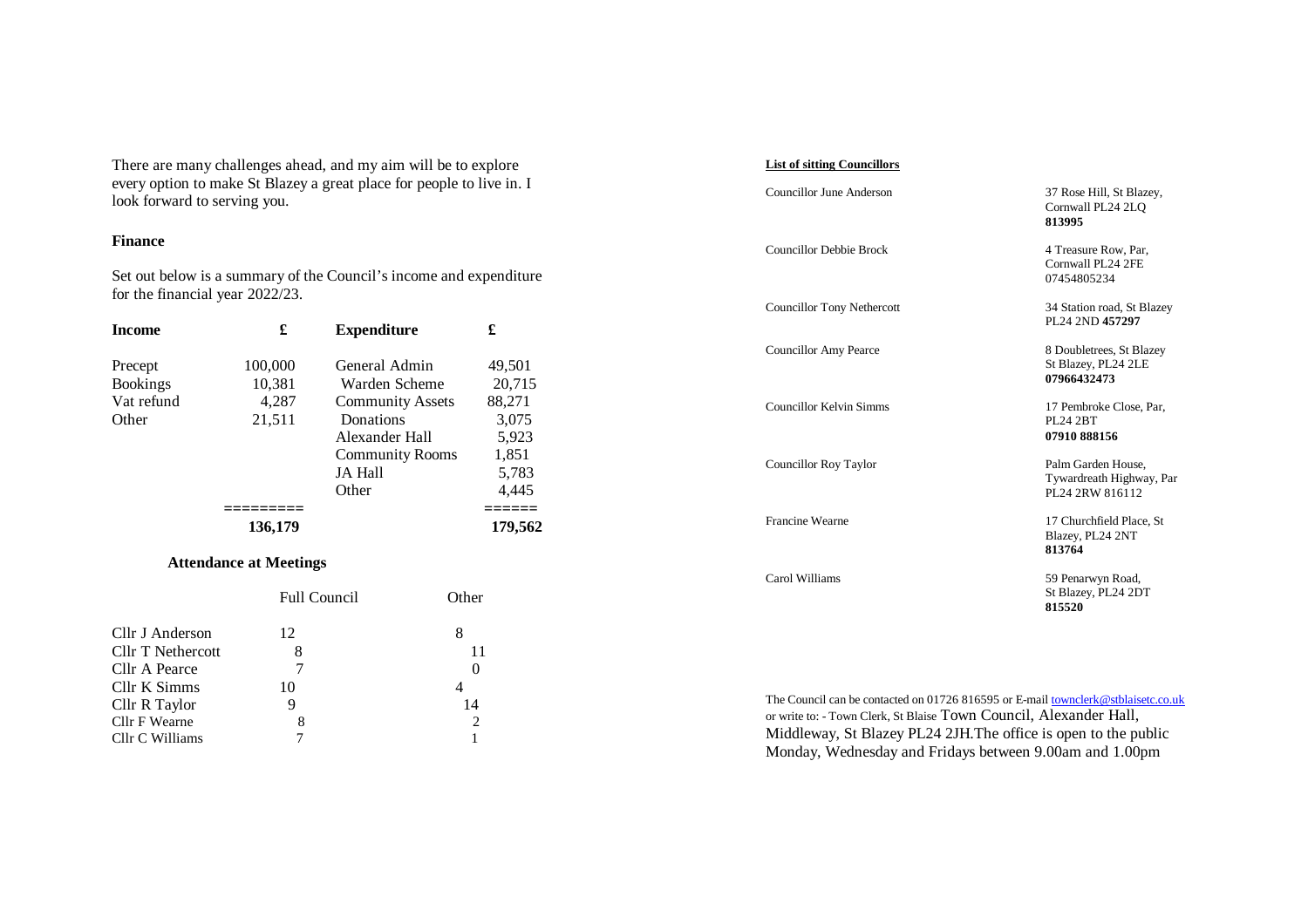There are many challenges ahead, and my aim will be to explore every option to make St Blazey a great place for people to live in. I look forward to serving you.

## Finance

Set out below is a summary of the Council's income and expenditure for the financial year 2022/23.

| Income | £ | Expenditure | £ |
|---|---|---|---|
| Precept | 100,000 | General Admin | 49,501 |
| Bookings | 10,381 | Warden Scheme | 20,715 |
| Vat refund | 4,287 | Community Assets | 88,271 |
| Other | 21,511 | Donations | 3,075 |
| | | Alexander Hall | 5,923 |
| | | Community Rooms | 1,851 |
| | | JA Hall | 5,783 |
| | | Other | 4,445 |
| | ======== | | ====== |
| | **136,179** | | **179,562** |

## Attendance at Meetings

| | Full Council | Other |
|---|---|---|
| Cllr J Anderson | 12 | 8 |
| Cllr T Nethercott | 8 | 11 |
| Cllr A Pearce | 7 | 0 |
| Cllr K Simms | 10 | 4 |
| Cllr R Taylor | 9 | 14 |
| Cllr F Wearne | 8 | 2 |
| Cllr C Williams | 7 | 1 |

**List of sitting Councillors**

| | |
|---|---|
| Councillor June Anderson | 37 Rose Hill, St Blazey, Cornwall PL24 2LQ **813995** |
| Councillor Debbie Brock | 4 Treasure Row, Par, Cornwall PL24 2FE 07454805234 |
| Councillor Tony Nethercott | 34 Station road, St Blazey PL24 2ND **457297** |
| Councillor Amy Pearce | 8 Doubletrees, St Blazey St Blazey, PL24 2LE **07966432473** |
| Councillor Kelvin Simms | 17 Pembroke Close, Par, PL24 2BT **07910 888156** |
| Councillor Roy Taylor | Palm Garden House, Tywardreath Highway, Par PL24 2RW 816112 |
| Francine Wearne | 17 Churchfield Place, St Blazey, PL24 2NT **813764** |
| Carol Williams | 59 Penarwyn Road, St Blazey, PL24 2DT **815520** |

The Council can be contacted on 01726 816595 or E-mail townclerk@stblaisetc.co.uk or write to: - Town Clerk, St Blaise Town Council, Alexander Hall, Middleway, St Blazey PL24 2JH.The office is open to the public Monday, Wednesday and Fridays between 9.00am and 1.00pm